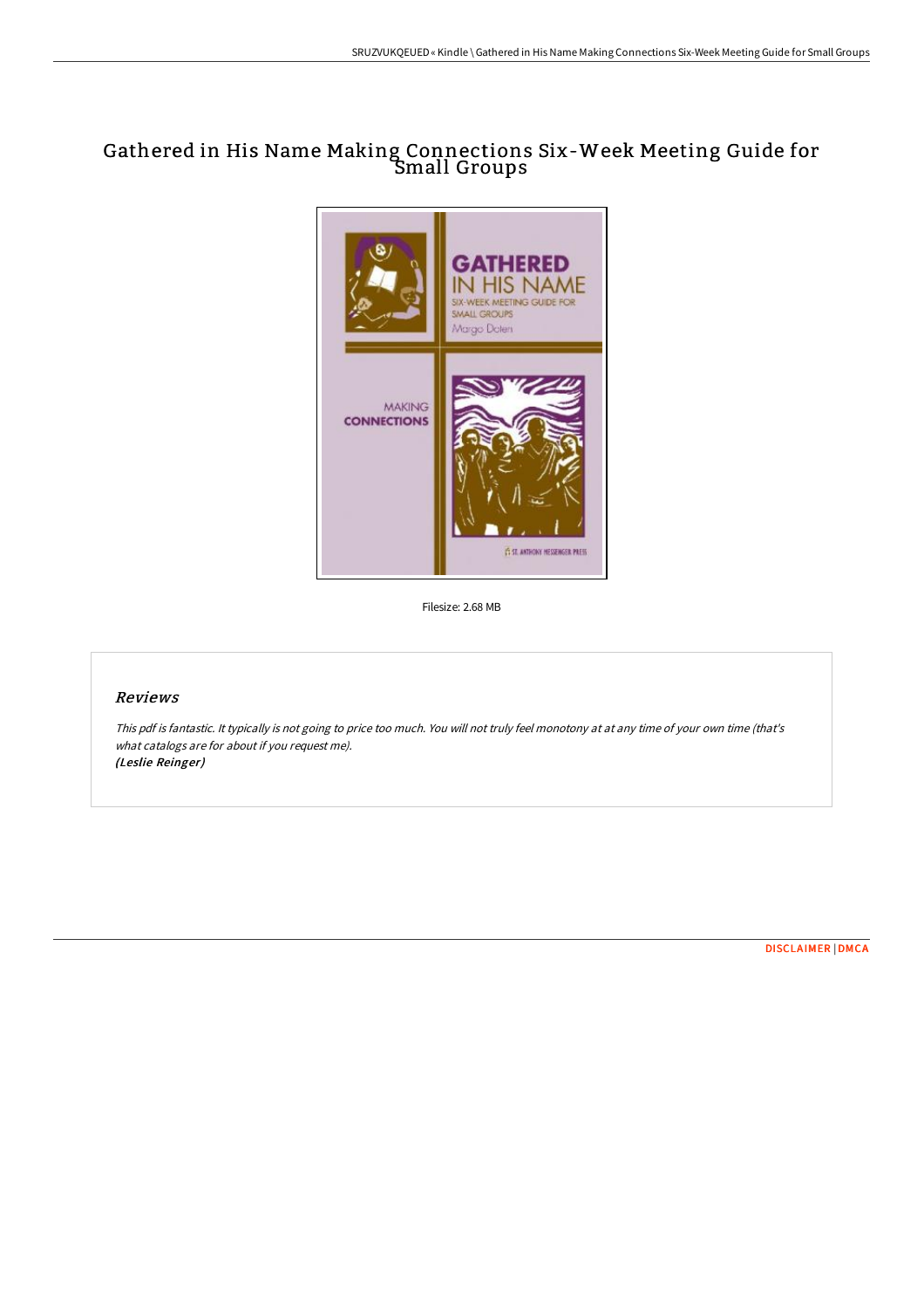# Gathered in His Name Making Connections Six-Week Meeting Guide for Small Groups

Filesize: 2.68 MB

## Reviews

*This pdf is fantastic. It typically is not going to price too much. You will not truly feel monotony at at any time of your own time (that's what catalogs are for about if you request me).*
***(Leslie Reinger)***

DISCLAIMER | DMCA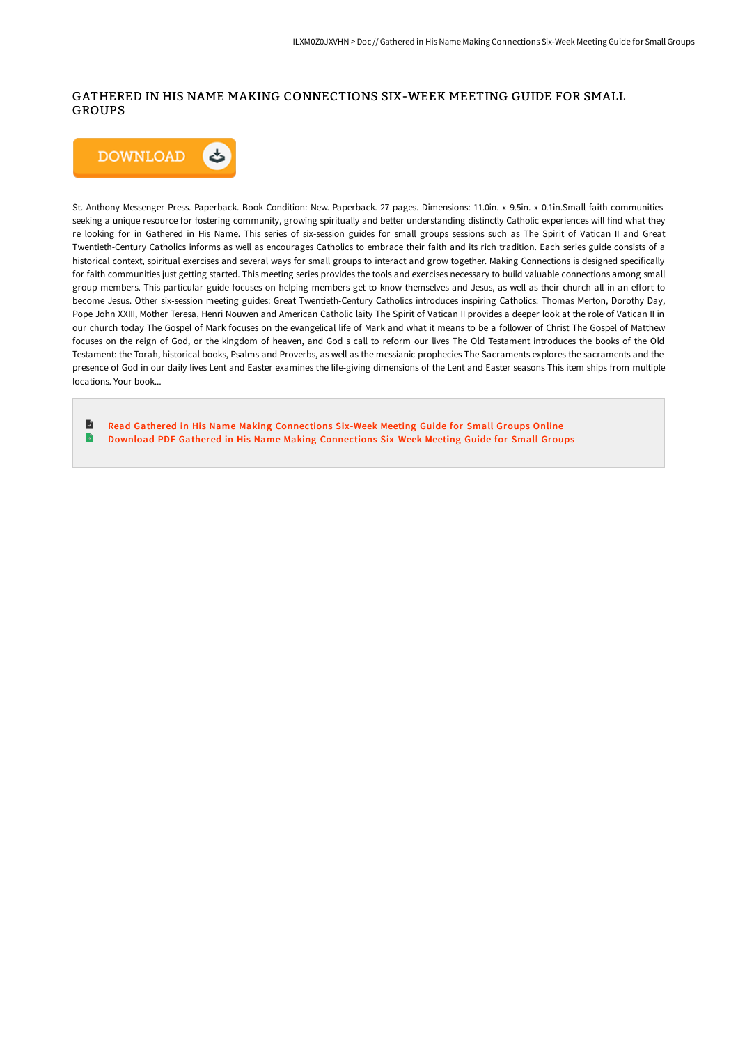# GATHERED IN HIS NAME MAKING CONNECTIONS SIX-WEEK MEETING GUIDE FOR SMALL GROUPS

DOWNLOAD

St. Anthony Messenger Press. Paperback. Book Condition: New. Paperback. 27 pages. Dimensions: 11.0in. x 9.5in. x 0.1in.Small faith communities seeking a unique resource for fostering community, growing spiritually and better understanding distinctly Catholic experiences will find what they re looking for in Gathered in His Name. This series of six-session guides for small groups sessions such as The Spirit of Vatican II and Great Twentieth-Century Catholics informs as well as encourages Catholics to embrace their faith and its rich tradition. Each series guide consists of a historical context, spiritual exercises and several ways for small groups to interact and grow together. Making Connections is designed specifically for faith communities just getting started. This meeting series provides the tools and exercises necessary to build valuable connections among small group members. This particular guide focuses on helping members get to know themselves and Jesus, as well as their church all in an effort to become Jesus. Other six-session meeting guides: Great Twentieth-Century Catholics introduces inspiring Catholics: Thomas Merton, Dorothy Day, Pope John XXIII, Mother Teresa, Henri Nouwen and American Catholic laity The Spirit of Vatican II provides a deeper look at the role of Vatican II in our church today The Gospel of Mark focuses on the evangelical life of Mark and what it means to be a follower of Christ The Gospel of Matthew focuses on the reign of God, or the kingdom of heaven, and God s call to reform our lives The Old Testament introduces the books of the Old Testament: the Torah, historical books, Psalms and Proverbs, as well as the messianic prophecies The Sacraments explores the sacraments and the presence of God in our daily lives Lent and Easter examines the life-giving dimensions of the Lent and Easter seasons This item ships from multiple locations. Your book...

- Read Gathered in His Name Making Connections Six-Week Meeting Guide for Small Groups Online
- Download PDF Gathered in His Name Making Connections Six-Week Meeting Guide for Small Groups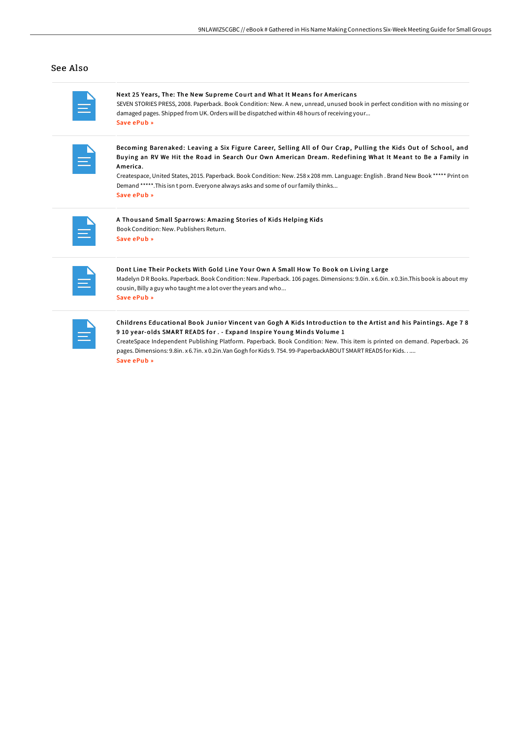## See Also

**Next 25 Years, The: The New Supreme Court and What It Means for Americans**

SEVEN STORIES PRESS, 2008. Paperback. Book Condition: New. A new, unread, unused book in perfect condition with no missing or damaged pages. Shipped from UK. Orders will be dispatched within 48 hours of receiving your...

Save ePub »

**Becoming Barenaked: Leaving a Six Figure Career, Selling All of Our Crap, Pulling the Kids Out of School, and Buying an RV We Hit the Road in Search Our Own American Dream. Redefining What It Meant to Be a Family in America.**

Createspace, United States, 2015. Paperback. Book Condition: New. 258 x 208 mm. Language: English . Brand New Book ***** Print on Demand *****.This isn t porn. Everyone always asks and some of our family thinks...

Save ePub »

**A Thousand Small Sparrows: Amazing Stories of Kids Helping Kids**

Book Condition: New. Publishers Return.

Save ePub »

**Dont Line Their Pockets With Gold Line Your Own A Small How To Book on Living Large**

Madelyn D R Books. Paperback. Book Condition: New. Paperback. 106 pages. Dimensions: 9.0in. x 6.0in. x 0.3in.This book is about my cousin, Billy a guy who taught me a lot over the years and who...

Save ePub »

**Childrens Educational Book Junior Vincent van Gogh A Kids Introduction to the Artist and his Paintings. Age 7 8 9 10 year-olds SMART READS for . - Expand Inspire Young Minds Volume 1**

CreateSpace Independent Publishing Platform. Paperback. Book Condition: New. This item is printed on demand. Paperback. 26 pages. Dimensions: 9.8in. x 6.7in. x 0.2in.Van Gogh for Kids 9. 754. 99-PaperbackABOUT SMART READS for Kids. . ....

Save ePub »